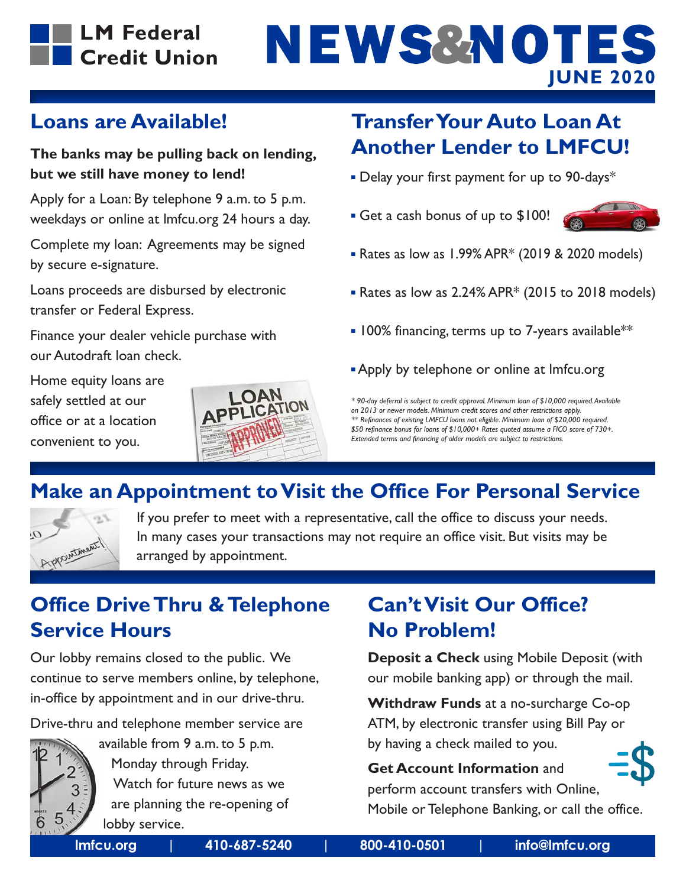LM Federal Credit Union

# NEWS&NOTES

**JUNE 2020**

## Loans are Available!

**The banks may be pulling back on lending, but we still have money to lend!**

Apply for a Loan: By telephone 9 a.m. to 5 p.m. weekdays or online at lmfcu.org 24 hours a day.

Complete my loan: Agreements may be signed by secure e-signature.

Loans proceeds are disbursed by electronic transfer or Federal Express.

Finance your dealer vehicle purchase with our Autodraft loan check.

Home equity loans are safely settled at our office or at a location convenient to you.

## Transfer Your Auto Loan At Another Lender to LMFCU!

- Delay your first payment for up to 90-days*
- Get a cash bonus of up to $100!
- Rates as low as 1.99% APR* (2019 & 2020 models)
- Rates as low as 2.24% APR* (2015 to 2018 models)
- 100% financing, terms up to 7-years available**
- Apply by telephone or online at lmfcu.org

*\* 90-day deferral is subject to credit approval. Minimum loan of $10,000 required. Available on 2013 or newer models. Minimum credit scores and other restrictions apply.*
*\*\* Refinances of existing LMFCU loans not eligible. Minimum loan of $20,000 required. $50 refinance bonus for loans of $10,000+ Rates quoted assume a FICO score of 730+. Extended terms and financing of older models are subject to restrictions.*

## Make an Appointment to Visit the Office For Personal Service

If you prefer to meet with a representative, call the office to discuss your needs. In many cases your transactions may not require an office visit. But visits may be arranged by appointment.

## Office Drive Thru & Telephone Service Hours

Our lobby remains closed to the public. We continue to serve members online, by telephone, in-office by appointment and in our drive-thru.

Drive-thru and telephone member service are available from 9 a.m. to 5 p.m. Monday through Friday. Watch for future news as we are planning the re-opening of lobby service.

## Can't Visit Our Office? No Problem!

**Deposit a Check** using Mobile Deposit (with our mobile banking app) or through the mail.

**Withdraw Funds** at a no-surcharge Co-op ATM, by electronic transfer using Bill Pay or by having a check mailed to you.

**Get Account Information** and perform account transfers with Online, Mobile or Telephone Banking, or call the office.

lmfcu.org | 410-687-5240 | 800-410-0501 | info@lmfcu.org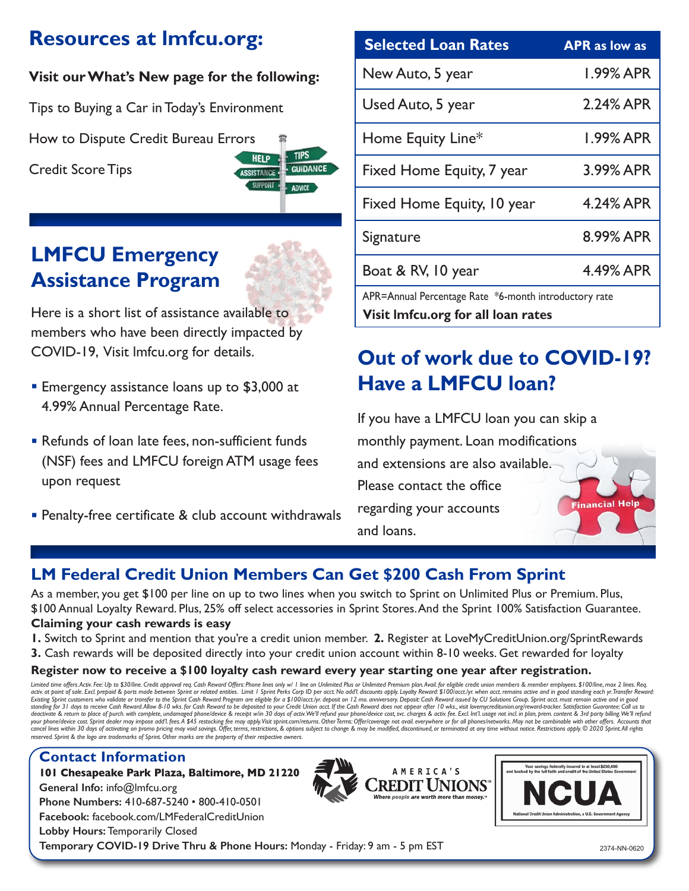## Resources at lmfcu.org:

**Visit our What's New page for the following:**

Tips to Buying a Car in Today's Environment

How to Dispute Credit Bureau Errors

Credit Score Tips

## LMFCU Emergency Assistance Program

Here is a short list of assistance available to members who have been directly impacted by COVID-19, Visit lmfcu.org for details.

- Emergency assistance loans up to $3,000 at 4.99% Annual Percentage Rate.
- Refunds of loan late fees, non-sufficient funds (NSF) fees and LMFCU foreign ATM usage fees upon request
- Penalty-free certificate & club account withdrawals

| Selected Loan Rates | APR as low as |
|---|---|
| New Auto, 5 year | 1.99% APR |
| Used Auto, 5 year | 2.24% APR |
| Home Equity Line* | 1.99% APR |
| Fixed Home Equity, 7 year | 3.99% APR |
| Fixed Home Equity, 10 year | 4.24% APR |
| Signature | 8.99% APR |
| Boat & RV, 10 year | 4.49% APR |

APR=Annual Percentage Rate *6-month introductory rate

**Visit lmfcu.org for all loan rates**

## Out of work due to COVID-19? Have a LMFCU loan?

If you have a LMFCU loan you can skip a monthly payment. Loan modifications and extensions are also available. Please contact the office regarding your accounts and loans.

## LM Federal Credit Union Members Can Get $200 Cash From Sprint

As a member, you get $100 per line on up to two lines when you switch to Sprint on Unlimited Plus or Premium. Plus, $100 Annual Loyalty Reward. Plus, 25% off select accessories in Sprint Stores. And the Sprint 100% Satisfaction Guarantee.

**Claiming your cash rewards is easy**

**1.** Switch to Sprint and mention that you're a credit union member. **2.** Register at LoveMyCreditUnion.org/SprintRewards
**3.** Cash rewards will be deposited directly into your credit union account within 8-10 weeks. Get rewarded for loyalty

**Register now to receive a $100 loyalty cash reward every year starting one year after registration.**

*Limited time offers. Activ. Fee: Up to $30/line. Credit approval req. Cash Reward Offers: Phone lines only w/ 1 line on Unlimited Plus or Unlimited Premium plan. Avail. for eligible credit union members & member employees. $100/line, max 2 lines. Req. activ. at point of sale. Excl. prepaid & ports made between Sprint or related entities. Limit 1 Sprint Perks Corp ID per acct. No add'l. discounts apply. Loyalty Reward: $100/acct./yr. when acct. remains active and in good standing each yr. Transfer Reward: Existing Sprint customers who validate or transfer to the Sprint Cash Reward Program are eligible for a $100/acct./yr. deposit on 12 mo. anniversary. Deposit: Cash Reward issued by CU Solutions Group. Sprint acct. must remain active and in good standing for 31 days to receive Cash Reward. Allow 8-10 wks. for Cash Reward to be deposited to your Credit Union acct. If the Cash Reward does not appear after 10 wks., visit lovemycreditunion.org/reward-tracker. Satisfaction Guarantee: Call us to deactivate & return to place of purch. with complete, undamaged phone/device & receipt w/in 30 days of activ. We'll refund your phone/device cost, svc. charges & activ. fee. Excl. Int'l. usage not incl. in plan, prem. content & 3rd party billing. We'll refund your phone/device cost. Sprint dealer may impose add'l. fees. A $45 restocking fee may apply. Visit sprint.com/returns. Other Terms: Offer/coverage not avail. everywhere or for all phones/networks. May not be combinable with other offers. Accounts that cancel lines within 30 days of activating on promo pricing may void savings. Offer, terms, restrictions, & options subject to change & may be modified, discontinued, or terminated at any time without notice. Restrictions apply. © 2020 Sprint. All rights reserved. Sprint & the logo are trademarks of Sprint. Other marks are the property of their respective owners.*

### Contact Information

**101 Chesapeake Park Plaza, Baltimore, MD 21220**
**General Info:** info@lmfcu.org
**Phone Numbers:** 410-687-5240 • 800-410-0501
**Facebook:** facebook.com/LMFederalCreditUnion
**Lobby Hours:** Temporarily Closed
**Temporary COVID-19 Drive Thru & Phone Hours:** Monday - Friday: 9 am - 5 pm EST

AMERICA'S CREDIT UNIONS™ Where people are worth more than money.℠

Your savings federally insured to at least $250,000 and backed by the full faith and credit of the United States Government
NCUA
National Credit Union Administration, a U.S. Government Agency

2374-NN-0620